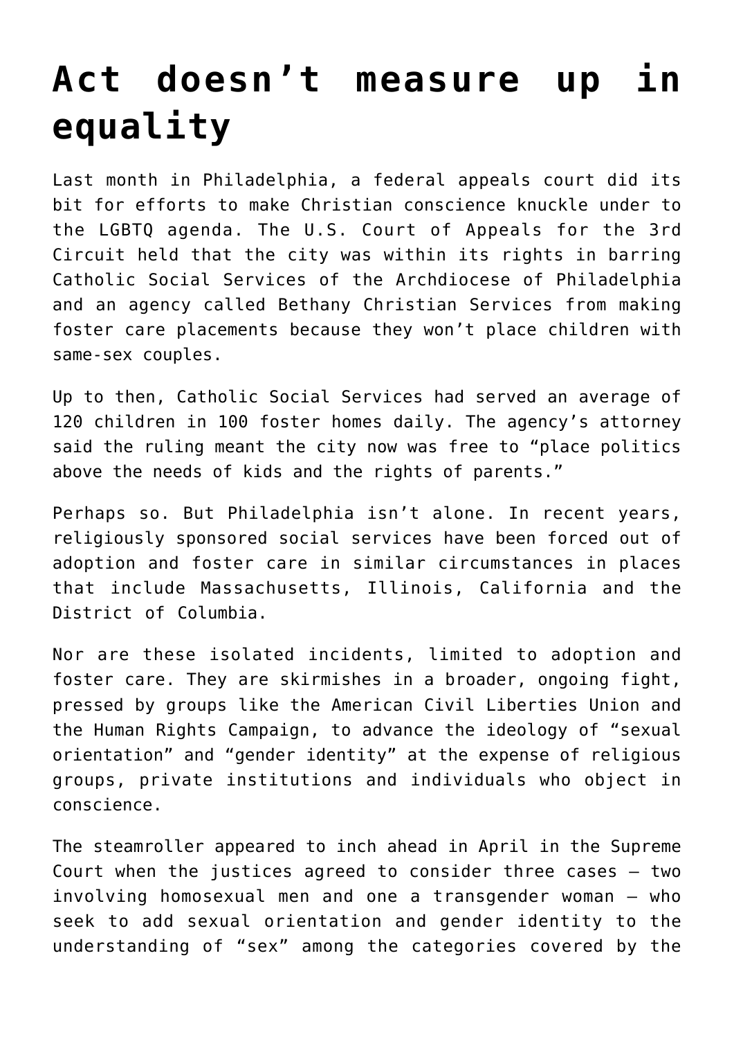# Act doesn't measure up in equality

Last month in Philadelphia, a federal appeals court did its bit for efforts to make Christian conscience knuckle under to the LGBTQ agenda. The U.S. Court of Appeals for the 3rd Circuit held that the city was within its rights in barring Catholic Social Services of the Archdiocese of Philadelphia and an agency called Bethany Christian Services from making foster care placements because they won't place children with same-sex couples.

Up to then, Catholic Social Services had served an average of 120 children in 100 foster homes daily. The agency's attorney said the ruling meant the city now was free to "place politics above the needs of kids and the rights of parents."

Perhaps so. But Philadelphia isn't alone. In recent years, religiously sponsored social services have been forced out of adoption and foster care in similar circumstances in places that include Massachusetts, Illinois, California and the District of Columbia.

Nor are these isolated incidents, limited to adoption and foster care. They are skirmishes in a broader, ongoing fight, pressed by groups like the American Civil Liberties Union and the Human Rights Campaign, to advance the ideology of "sexual orientation" and "gender identity" at the expense of religious groups, private institutions and individuals who object in conscience.

The steamroller appeared to inch ahead in April in the Supreme Court when the justices agreed to consider three cases — two involving homosexual men and one a transgender woman — who seek to add sexual orientation and gender identity to the understanding of "sex" among the categories covered by the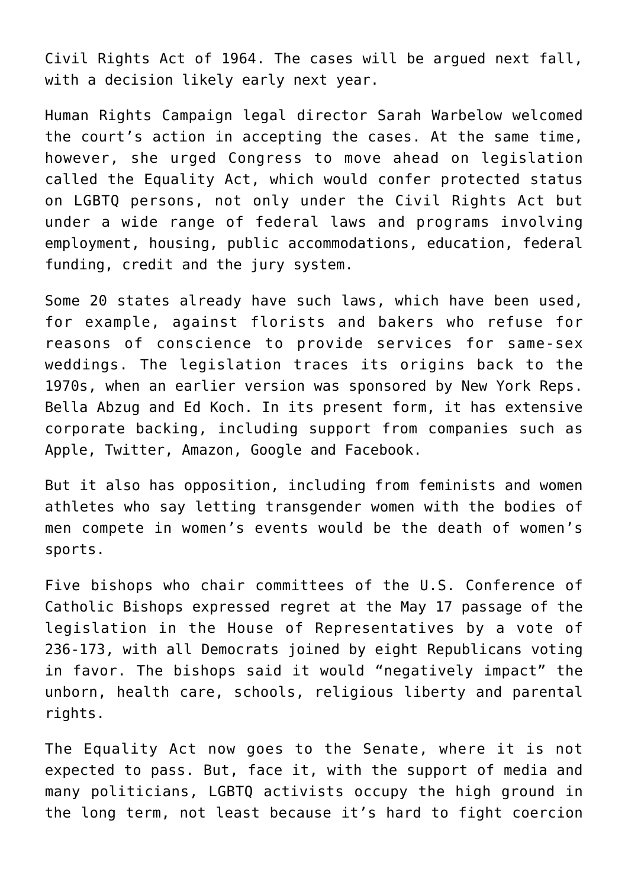Civil Rights Act of 1964. The cases will be argued next fall, with a decision likely early next year.

Human Rights Campaign legal director Sarah Warbelow welcomed the court's action in accepting the cases. At the same time, however, she urged Congress to move ahead on legislation called the Equality Act, which would confer protected status on LGBTQ persons, not only under the Civil Rights Act but under a wide range of federal laws and programs involving employment, housing, public accommodations, education, federal funding, credit and the jury system.

Some 20 states already have such laws, which have been used, for example, against florists and bakers who refuse for reasons of conscience to provide services for same-sex weddings. The legislation traces its origins back to the 1970s, when an earlier version was sponsored by New York Reps. Bella Abzug and Ed Koch. In its present form, it has extensive corporate backing, including support from companies such as Apple, Twitter, Amazon, Google and Facebook.

But it also has opposition, including from feminists and women athletes who say letting transgender women with the bodies of men compete in women's events would be the death of women's sports.

Five bishops who chair committees of the U.S. Conference of Catholic Bishops expressed regret at the May 17 passage of the legislation in the House of Representatives by a vote of 236-173, with all Democrats joined by eight Republicans voting in favor. The bishops said it would "negatively impact" the unborn, health care, schools, religious liberty and parental rights.

The Equality Act now goes to the Senate, where it is not expected to pass. But, face it, with the support of media and many politicians, LGBTQ activists occupy the high ground in the long term, not least because it's hard to fight coercion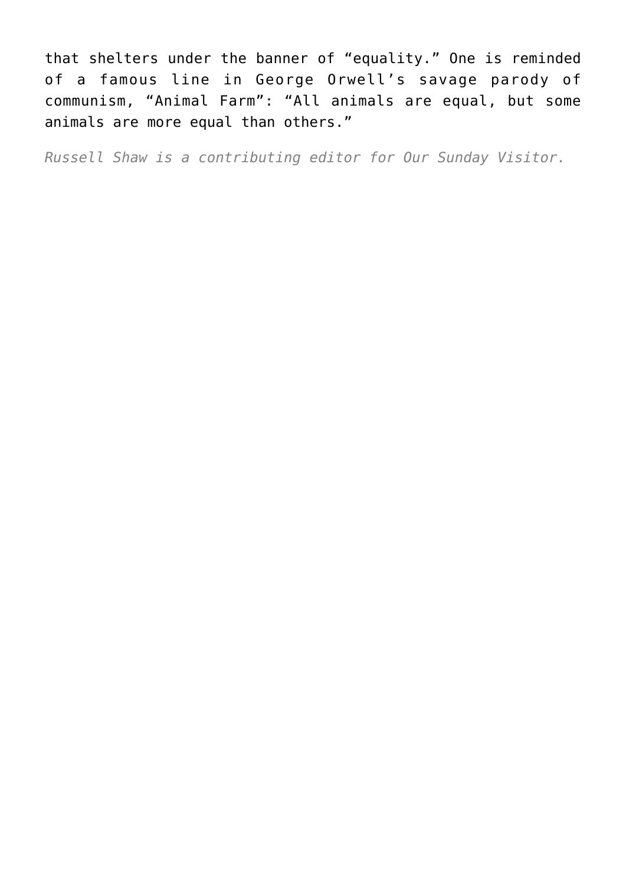that shelters under the banner of "equality." One is reminded of a famous line in George Orwell's savage parody of communism, "Animal Farm": "All animals are equal, but some animals are more equal than others."

*Russell Shaw is a contributing editor for Our Sunday Visitor.*